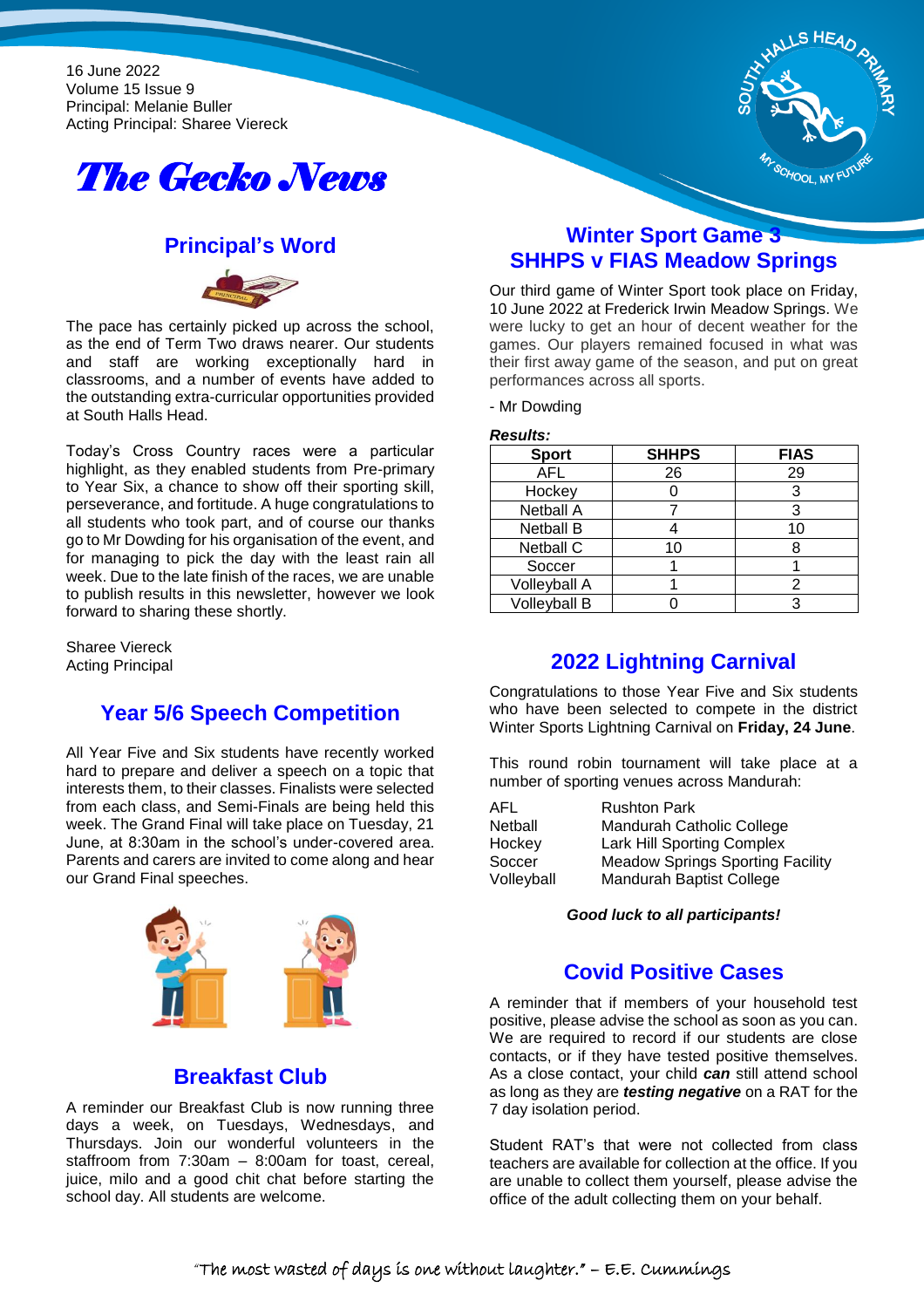16 June 2022
Volume 15 Issue 9
Principal: Melanie Buller
Acting Principal: Sharee Viereck

# The Gecko News

## Principal's Word

The pace has certainly picked up across the school, as the end of Term Two draws nearer. Our students and staff are working exceptionally hard in classrooms, and a number of events have added to the outstanding extra-curricular opportunities provided at South Halls Head.

Today's Cross Country races were a particular highlight, as they enabled students from Pre-primary to Year Six, a chance to show off their sporting skill, perseverance, and fortitude. A huge congratulations to all students who took part, and of course our thanks go to Mr Dowding for his organisation of the event, and for managing to pick the day with the least rain all week. Due to the late finish of the races, we are unable to publish results in this newsletter, however we look forward to sharing these shortly.

Sharee Viereck
Acting Principal

## Year 5/6 Speech Competition

All Year Five and Six students have recently worked hard to prepare and deliver a speech on a topic that interests them, to their classes. Finalists were selected from each class, and Semi-Finals are being held this week. The Grand Final will take place on Tuesday, 21 June, at 8:30am in the school's under-covered area. Parents and carers are invited to come along and hear our Grand Final speeches.

## Breakfast Club

A reminder our Breakfast Club is now running three days a week, on Tuesdays, Wednesdays, and Thursdays. Join our wonderful volunteers in the staffroom from 7:30am – 8:00am for toast, cereal, juice, milo and a good chit chat before starting the school day. All students are welcome.

## Winter Sport Game 3
## SHHPS v FIAS Meadow Springs

Our third game of Winter Sport took place on Friday, 10 June 2022 at Frederick Irwin Meadow Springs. We were lucky to get an hour of decent weather for the games. Our players remained focused in what was their first away game of the season, and put on great performances across all sports.

- Mr Dowding

***Results:***

| Sport | SHHPS | FIAS |
|---|---|---|
| AFL | 26 | 29 |
| Hockey | 0 | 3 |
| Netball A | 7 | 3 |
| Netball B | 4 | 10 |
| Netball C | 10 | 8 |
| Soccer | 1 | 1 |
| Volleyball A | 1 | 2 |
| Volleyball B | 0 | 3 |

## 2022 Lightning Carnival

Congratulations to those Year Five and Six students who have been selected to compete in the district Winter Sports Lightning Carnival on **Friday, 24 June**.

This round robin tournament will take place at a number of sporting venues across Mandurah:

| | |
|---|---|
| AFL | Rushton Park |
| Netball | Mandurah Catholic College |
| Hockey | Lark Hill Sporting Complex |
| Soccer | Meadow Springs Sporting Facility |
| Volleyball | Mandurah Baptist College |

***Good luck to all participants!***

## Covid Positive Cases

A reminder that if members of your household test positive, please advise the school as soon as you can. We are required to record if our students are close contacts, or if they have tested positive themselves. As a close contact, your child ***can*** still attend school as long as they are ***testing negative*** on a RAT for the 7 day isolation period.

Student RAT's that were not collected from class teachers are available for collection at the office. If you are unable to collect them yourself, please advise the office of the adult collecting them on your behalf.

"The most wasted of days is one without laughter." – E.E. Cummings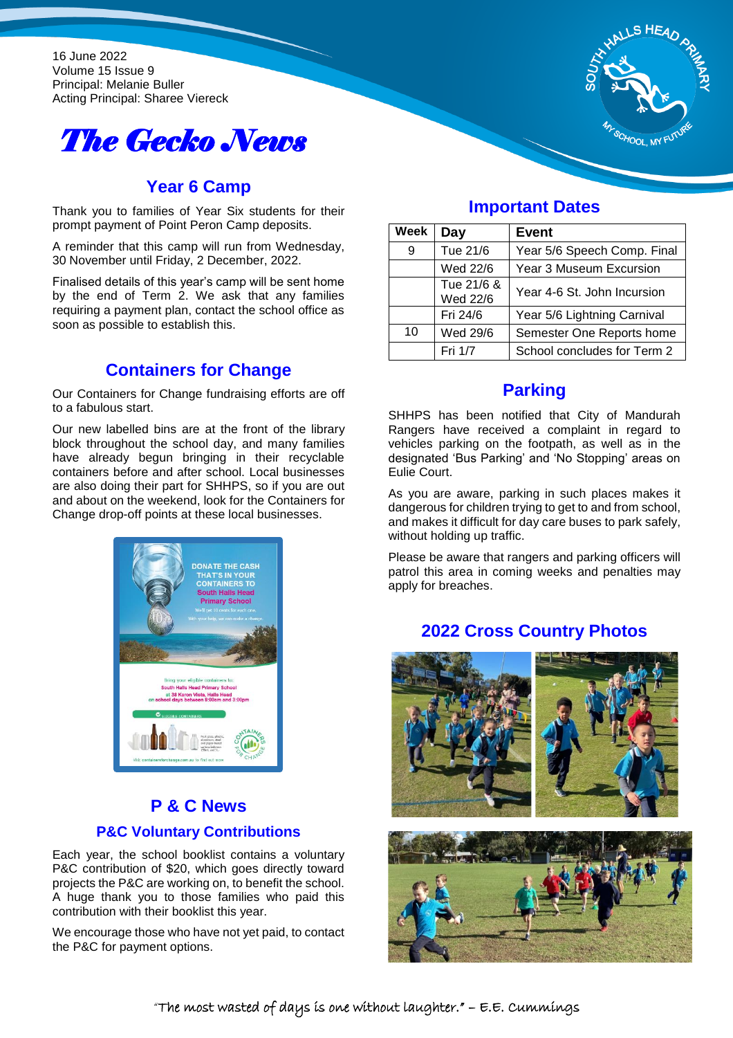16 June 2022
Volume 15 Issue 9
Principal: Melanie Buller
Acting Principal: Sharee Viereck

# The Gecko News

## Year 6 Camp

Thank you to families of Year Six students for their prompt payment of Point Peron Camp deposits.

A reminder that this camp will run from Wednesday, 30 November until Friday, 2 December, 2022.

Finalised details of this year's camp will be sent home by the end of Term 2. We ask that any families requiring a payment plan, contact the school office as soon as possible to establish this.

## Containers for Change

Our Containers for Change fundraising efforts are off to a fabulous start.

Our new labelled bins are at the front of the library block throughout the school day, and many families have already begun bringing in their recyclable containers before and after school. Local businesses are also doing their part for SHHPS, so if you are out and about on the weekend, look for the Containers for Change drop-off points at these local businesses.

## P & C News

### P&C Voluntary Contributions

Each year, the school booklist contains a voluntary P&C contribution of $20, which goes directly toward projects the P&C are working on, to benefit the school. A huge thank you to those families who paid this contribution with their booklist this year.

We encourage those who have not yet paid, to contact the P&C for payment options.

## Important Dates

| Week | Day | Event |
|---|---|---|
| 9 | Tue 21/6 | Year 5/6 Speech Comp. Final |
| | Wed 22/6 | Year 3 Museum Excursion |
| | Tue 21/6 & Wed 22/6 | Year 4-6 St. John Incursion |
| | Fri 24/6 | Year 5/6 Lightning Carnival |
| 10 | Wed 29/6 | Semester One Reports home |
| | Fri 1/7 | School concludes for Term 2 |

## Parking

SHHPS has been notified that City of Mandurah Rangers have received a complaint in regard to vehicles parking on the footpath, as well as in the designated 'Bus Parking' and 'No Stopping' areas on Eulie Court.

As you are aware, parking in such places makes it dangerous for children trying to get to and from school, and makes it difficult for day care buses to park safely, without holding up traffic.

Please be aware that rangers and parking officers will patrol this area in coming weeks and penalties may apply for breaches.

## 2022 Cross Country Photos

"The most wasted of days is one without laughter." – E.E. Cummings